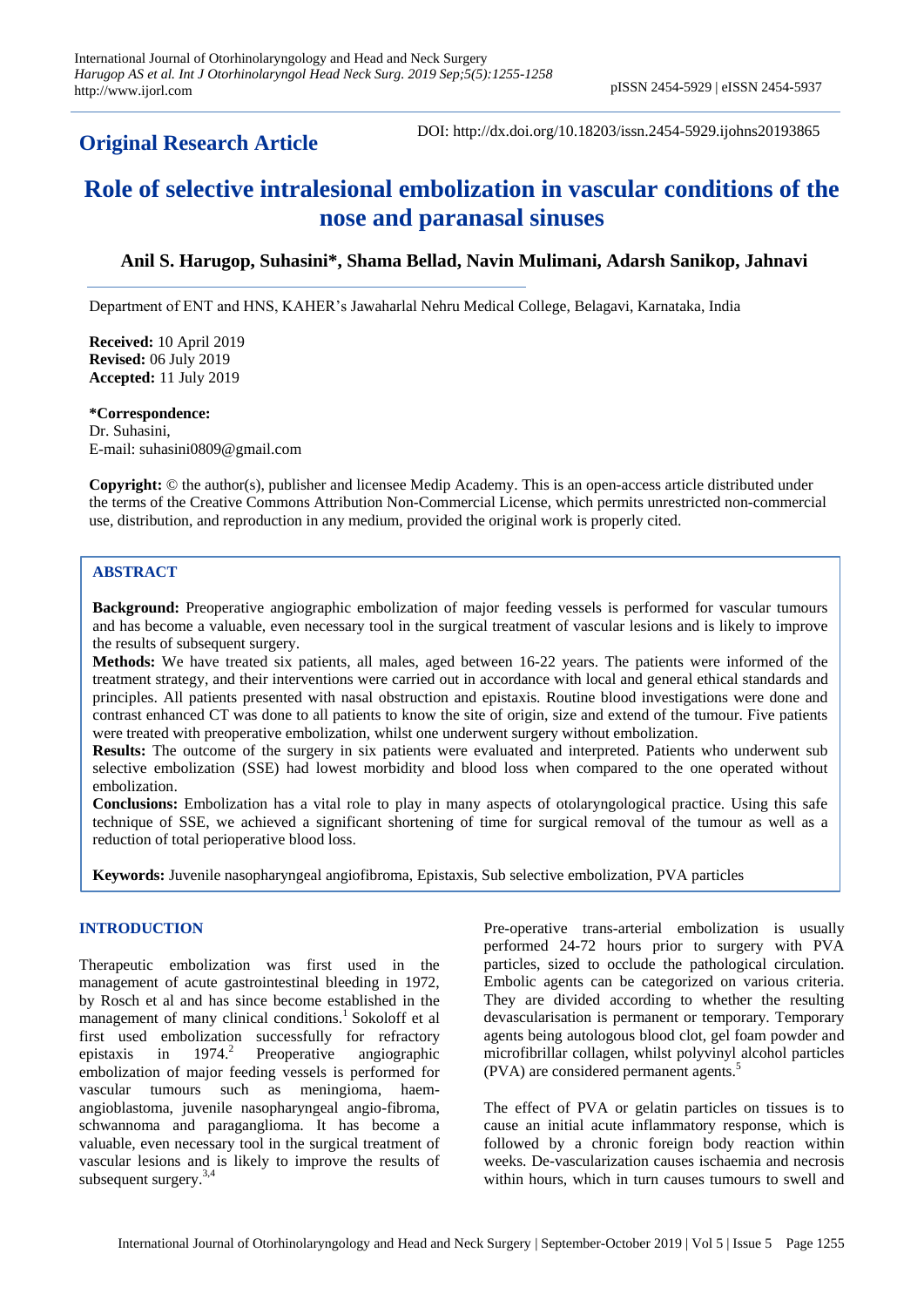**Original Research Article**

DOI: http://dx.doi.org/10.18203/issn.2454-5929.ijohns20193865

# Role of selective intralesional embolization in vascular conditions of the nose and paranasal sinuses

**Anil S. Harugop, Suhasini\*, Shama Bellad, Navin Mulimani, Adarsh Sanikop, Jahnavi**

Department of ENT and HNS, KAHER's Jawaharlal Nehru Medical College, Belagavi, Karnataka, India

**Received:** 10 April 2019
**Revised:** 06 July 2019
**Accepted:** 11 July 2019

**\*Correspondence:**
Dr. Suhasini,
E-mail: suhasini0809@gmail.com

**Copyright:** © the author(s), publisher and licensee Medip Academy. This is an open-access article distributed under the terms of the Creative Commons Attribution Non-Commercial License, which permits unrestricted non-commercial use, distribution, and reproduction in any medium, provided the original work is properly cited.

## ABSTRACT

**Background:** Preoperative angiographic embolization of major feeding vessels is performed for vascular tumours and has become a valuable, even necessary tool in the surgical treatment of vascular lesions and is likely to improve the results of subsequent surgery.

**Methods:** We have treated six patients, all males, aged between 16-22 years. The patients were informed of the treatment strategy, and their interventions were carried out in accordance with local and general ethical standards and principles. All patients presented with nasal obstruction and epistaxis. Routine blood investigations were done and contrast enhanced CT was done to all patients to know the site of origin, size and extend of the tumour. Five patients were treated with preoperative embolization, whilst one underwent surgery without embolization.

**Results:** The outcome of the surgery in six patients were evaluated and interpreted. Patients who underwent sub selective embolization (SSE) had lowest morbidity and blood loss when compared to the one operated without embolization.

**Conclusions:** Embolization has a vital role to play in many aspects of otolaryngological practice. Using this safe technique of SSE, we achieved a significant shortening of time for surgical removal of the tumour as well as a reduction of total perioperative blood loss.

**Keywords:** Juvenile nasopharyngeal angiofibroma, Epistaxis, Sub selective embolization, PVA particles

## INTRODUCTION

Therapeutic embolization was first used in the management of acute gastrointestinal bleeding in 1972, by Rosch et al and has since become established in the management of many clinical conditions.[1] Sokoloff et al first used embolization successfully for refractory epistaxis in 1974.[2] Preoperative angiographic embolization of major feeding vessels is performed for vascular tumours such as meningioma, haem-angioblastoma, juvenile nasopharyngeal angio-fibroma, schwannoma and paraganglioma. It has become a valuable, even necessary tool in the surgical treatment of vascular lesions and is likely to improve the results of subsequent surgery.[3,4]

Pre-operative trans-arterial embolization is usually performed 24-72 hours prior to surgery with PVA particles, sized to occlude the pathological circulation. Embolic agents can be categorized on various criteria. They are divided according to whether the resulting devascularisation is permanent or temporary. Temporary agents being autologous blood clot, gel foam powder and microfibrillar collagen, whilst polyvinyl alcohol particles (PVA) are considered permanent agents.[5]

The effect of PVA or gelatin particles on tissues is to cause an initial acute inflammatory response, which is followed by a chronic foreign body reaction within weeks. De-vascularization causes ischaemia and necrosis within hours, which in turn causes tumours to swell and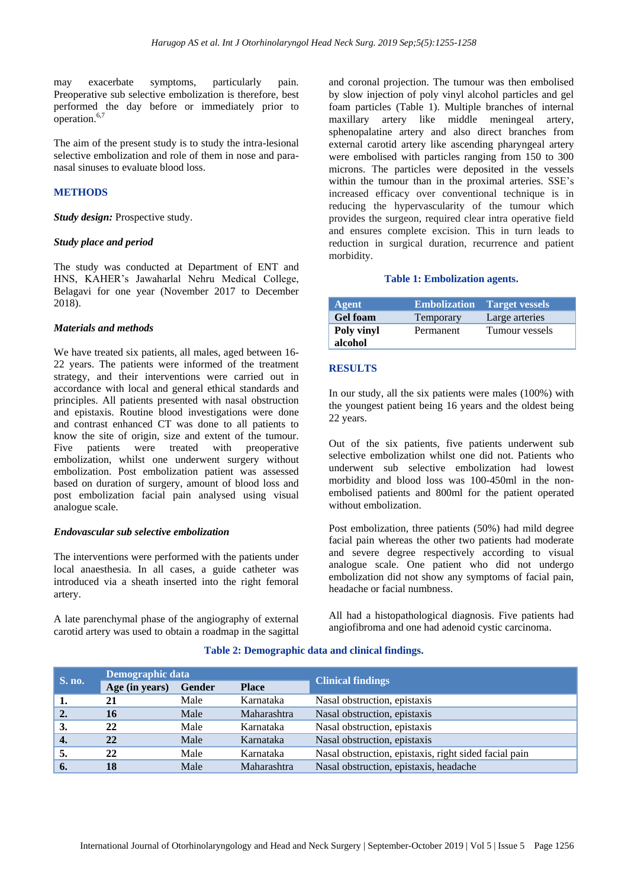may exacerbate symptoms, particularly pain. Preoperative sub selective embolization is therefore, best performed the day before or immediately prior to operation.[6,7]

The aim of the present study is to study the intra-lesional selective embolization and role of them in nose and para-nasal sinuses to evaluate blood loss.

## METHODS

***Study design:*** Prospective study.

### *Study place and period*

The study was conducted at Department of ENT and HNS, KAHER's Jawaharlal Nehru Medical College, Belagavi for one year (November 2017 to December 2018).

### *Materials and methods*

We have treated six patients, all males, aged between 16-22 years. The patients were informed of the treatment strategy, and their interventions were carried out in accordance with local and general ethical standards and principles. All patients presented with nasal obstruction and epistaxis. Routine blood investigations were done and contrast enhanced CT was done to all patients to know the site of origin, size and extent of the tumour. Five patients were treated with preoperative embolization, whilst one underwent surgery without embolization. Post embolization patient was assessed based on duration of surgery, amount of blood loss and post embolization facial pain analysed using visual analogue scale.

### *Endovascular sub selective embolization*

The interventions were performed with the patients under local anaesthesia. In all cases, a guide catheter was introduced via a sheath inserted into the right femoral artery.

A late parenchymal phase of the angiography of external carotid artery was used to obtain a roadmap in the sagittal and coronal projection. The tumour was then embolised by slow injection of poly vinyl alcohol particles and gel foam particles (Table 1). Multiple branches of internal maxillary artery like middle meningeal artery, sphenopalatine artery and also direct branches from external carotid artery like ascending pharyngeal artery were embolised with particles ranging from 150 to 300 microns. The particles were deposited in the vessels within the tumour than in the proximal arteries. SSE's increased efficacy over conventional technique is in reducing the hypervascularity of the tumour which provides the surgeon, required clear intra operative field and ensures complete excision. This in turn leads to reduction in surgical duration, recurrence and patient morbidity.

**Table 1: Embolization agents.**

| Agent | Embolization | Target vessels |
|---|---|---|
| **Gel foam** | Temporary | Large arteries |
| **Poly vinyl alcohol** | Permanent | Tumour vessels |

## RESULTS

In our study, all the six patients were males (100%) with the youngest patient being 16 years and the oldest being 22 years.

Out of the six patients, five patients underwent sub selective embolization whilst one did not. Patients who underwent sub selective embolization had lowest morbidity and blood loss was 100-450ml in the non-embolised patients and 800ml for the patient operated without embolization.

Post embolization, three patients (50%) had mild degree facial pain whereas the other two patients had moderate and severe degree respectively according to visual analogue scale. One patient who did not undergo embolization did not show any symptoms of facial pain, headache or facial numbness.

All had a histopathological diagnosis. Five patients had angiofibroma and one had adenoid cystic carcinoma.

**Table 2: Demographic data and clinical findings.**

| S. no. | Demographic data | | | Clinical findings |
|---|---|---|---|---|
| | Age (in years) | Gender | Place | |
| **1.** | **21** | Male | Karnataka | Nasal obstruction, epistaxis |
| **2.** | **16** | Male | Maharashtra | Nasal obstruction, epistaxis |
| **3.** | **22** | Male | Karnataka | Nasal obstruction, epistaxis |
| **4.** | **22** | Male | Karnataka | Nasal obstruction, epistaxis |
| **5.** | **22** | Male | Karnataka | Nasal obstruction, epistaxis, right sided facial pain |
| **6.** | **18** | Male | Maharashtra | Nasal obstruction, epistaxis, headache |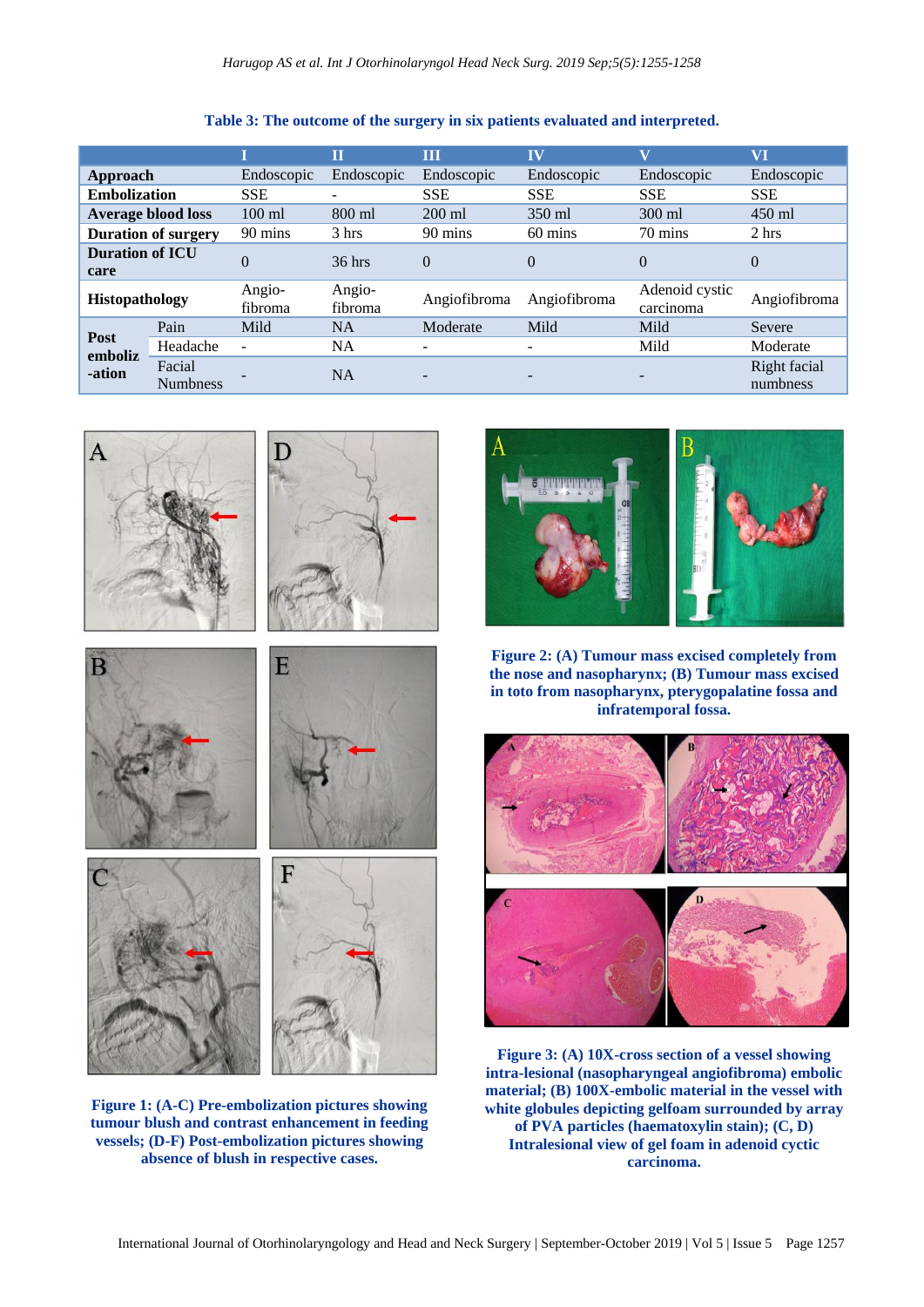**Table 3: The outcome of the surgery in six patients evaluated and interpreted.**

| | | I | II | III | IV | V | VI |
|---|---|---|---|---|---|---|---|
| **Approach** | | Endoscopic | Endoscopic | Endoscopic | Endoscopic | Endoscopic | Endoscopic |
| **Embolization** | | SSE | - | SSE | SSE | SSE | SSE |
| **Average blood loss** | | 100 ml | 800 ml | 200 ml | 350 ml | 300 ml | 450 ml |
| **Duration of surgery** | | 90 mins | 3 hrs | 90 mins | 60 mins | 70 mins | 2 hrs |
| **Duration of ICU care** | | 0 | 36 hrs | 0 | 0 | 0 | 0 |
| **Histopathology** | | Angio-fibroma | Angio-fibroma | Angiofibroma | Angiofibroma | Adenoid cystic carcinoma | Angiofibroma |
| **Post emboliz-ation** | Pain | Mild | NA | Moderate | Mild | Mild | Severe |
| | Headache | - | NA | - | - | Mild | Moderate |
| | Facial Numbness | - | NA | - | - | - | Right facial numbness |

**Figure 1: (A-C) Pre-embolization pictures showing tumour blush and contrast enhancement in feeding vessels; (D-F) Post-embolization pictures showing absence of blush in respective cases.**

**Figure 2: (A) Tumour mass excised completely from the nose and nasopharynx; (B) Tumour mass excised in toto from nasopharynx, pterygopalatine fossa and infratemporal fossa.**

**Figure 3: (A) 10X-cross section of a vessel showing intra-lesional (nasopharyngeal angiofibroma) embolic material; (B) 100X-embolic material in the vessel with white globules depicting gelfoam surrounded by array of PVA particles (haematoxylin stain); (C, D) Intralesional view of gel foam in adenoid cyctic carcinoma.**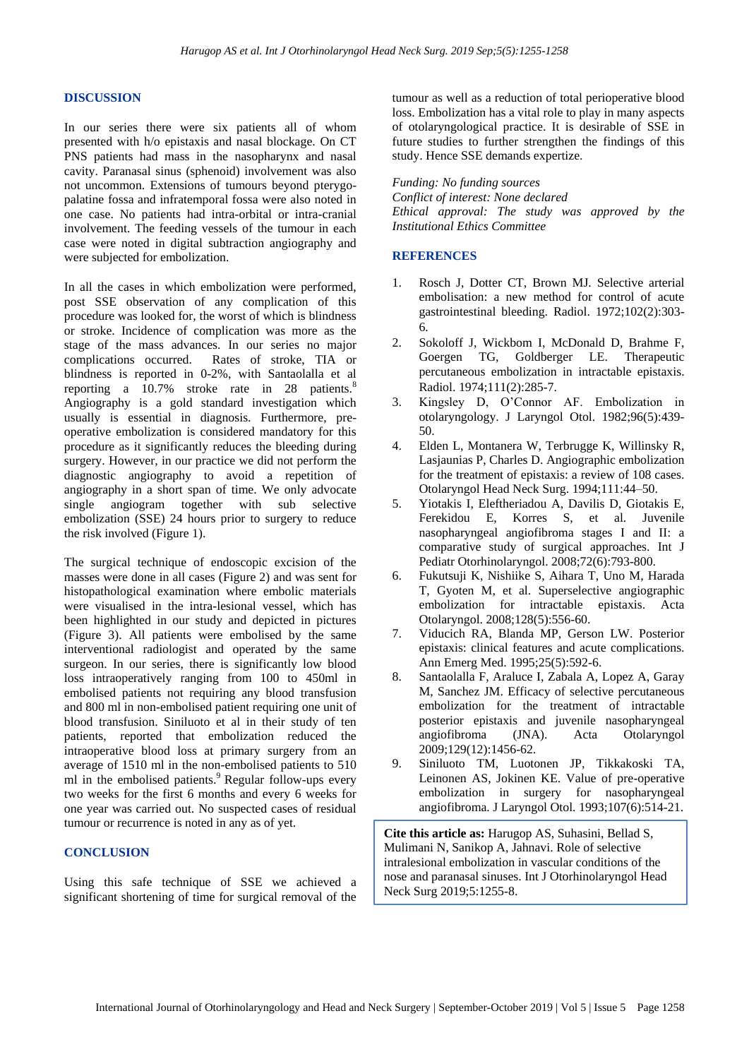## DISCUSSION

In our series there were six patients all of whom presented with h/o epistaxis and nasal blockage. On CT PNS patients had mass in the nasopharynx and nasal cavity. Paranasal sinus (sphenoid) involvement was also not uncommon. Extensions of tumours beyond pterygo-palatine fossa and infratemporal fossa were also noted in one case. No patients had intra-orbital or intra-cranial involvement. The feeding vessels of the tumour in each case were noted in digital subtraction angiography and were subjected for embolization.

In all the cases in which embolization were performed, post SSE observation of any complication of this procedure was looked for, the worst of which is blindness or stroke. Incidence of complication was more as the stage of the mass advances. In our series no major complications occurred. Rates of stroke, TIA or blindness is reported in 0-2%, with Santaolalla et al reporting a 10.7% stroke rate in 28 patients.[8] Angiography is a gold standard investigation which usually is essential in diagnosis. Furthermore, pre-operative embolization is considered mandatory for this procedure as it significantly reduces the bleeding during surgery. However, in our practice we did not perform the diagnostic angiography to avoid a repetition of angiography in a short span of time. We only advocate single angiogram together with sub selective embolization (SSE) 24 hours prior to surgery to reduce the risk involved (Figure 1).

The surgical technique of endoscopic excision of the masses were done in all cases (Figure 2) and was sent for histopathological examination where embolic materials were visualised in the intra-lesional vessel, which has been highlighted in our study and depicted in pictures (Figure 3). All patients were embolised by the same interventional radiologist and operated by the same surgeon. In our series, there is significantly low blood loss intraoperatively ranging from 100 to 450ml in embolised patients not requiring any blood transfusion and 800 ml in non-embolised patient requiring one unit of blood transfusion. Siniluoto et al in their study of ten patients, reported that embolization reduced the intraoperative blood loss at primary surgery from an average of 1510 ml in the non-embolised patients to 510 ml in the embolised patients.[9] Regular follow-ups every two weeks for the first 6 months and every 6 weeks for one year was carried out. No suspected cases of residual tumour or recurrence is noted in any as of yet.

## CONCLUSION

Using this safe technique of SSE we achieved a significant shortening of time for surgical removal of the tumour as well as a reduction of total perioperative blood loss. Embolization has a vital role to play in many aspects of otolaryngological practice. It is desirable of SSE in future studies to further strengthen the findings of this study. Hence SSE demands expertize.

*Funding: No funding sources*
*Conflict of interest: None declared*
*Ethical approval: The study was approved by the Institutional Ethics Committee*

## REFERENCES

1. Rosch J, Dotter CT, Brown MJ. Selective arterial embolisation: a new method for control of acute gastrointestinal bleeding. Radiol. 1972;102(2):303-6.
2. Sokoloff J, Wickbom I, McDonald D, Brahme F, Goergen TG, Goldberger LE. Therapeutic percutaneous embolization in intractable epistaxis. Radiol. 1974;111(2):285-7.
3. Kingsley D, O'Connor AF. Embolization in otolaryngology. J Laryngol Otol. 1982;96(5):439-50.
4. Elden L, Montanera W, Terbrugge K, Willinsky R, Lasjaunias P, Charles D. Angiographic embolization for the treatment of epistaxis: a review of 108 cases. Otolaryngol Head Neck Surg. 1994;111:44–50.
5. Yiotakis I, Eleftheriadou A, Davilis D, Giotakis E, Ferekidou E, Korres S, et al. Juvenile nasopharyngeal angiofibroma stages I and II: a comparative study of surgical approaches. Int J Pediatr Otorhinolaryngol. 2008;72(6):793-800.
6. Fukutsuji K, Nishiike S, Aihara T, Uno M, Harada T, Gyoten M, et al. Superselective angiographic embolization for intractable epistaxis. Acta Otolaryngol. 2008;128(5):556-60.
7. Viducich RA, Blanda MP, Gerson LW. Posterior epistaxis: clinical features and acute complications. Ann Emerg Med. 1995;25(5):592-6.
8. Santaolalla F, Araluce I, Zabala A, Lopez A, Garay M, Sanchez JM. Efficacy of selective percutaneous embolization for the treatment of intractable posterior epistaxis and juvenile nasopharyngeal angiofibroma (JNA). Acta Otolaryngol 2009;129(12):1456-62.
9. Siniluoto TM, Luotonen JP, Tikkakoski TA, Leinonen AS, Jokinen KE. Value of pre-operative embolization in surgery for nasopharyngeal angiofibroma. J Laryngol Otol. 1993;107(6):514-21.

**Cite this article as:** Harugop AS, Suhasini, Bellad S, Mulimani N, Sanikop A, Jahnavi. Role of selective intralesional embolization in vascular conditions of the nose and paranasal sinuses. Int J Otorhinolaryngol Head Neck Surg 2019;5:1255-8.